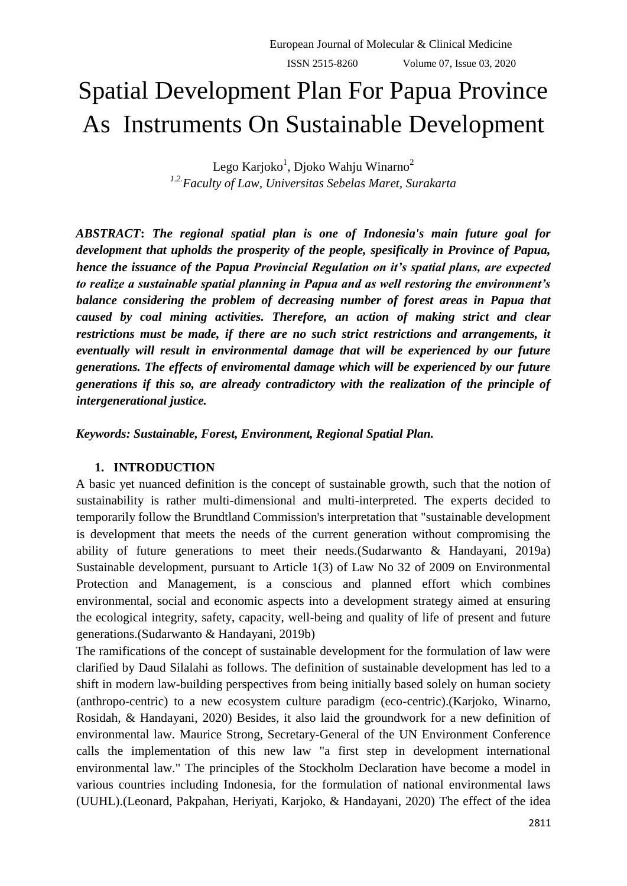# Spatial Development Plan For Papua Province As Instruments On Sustainable Development

Lego Karjoko[1], Djoko Wahju Winarno[2]

[1.2.]*Faculty of Law, Universitas Sebelas Maret, Surakarta*

***ABSTRACT*: *The regional spatial plan is one of Indonesia's main future goal for development that upholds the prosperity of the people, spesifically in Province of Papua, hence the issuance of the Papua Provincial Regulation on it's spatial plans, are expected to realize a sustainable spatial planning in Papua and as well restoring the environment's balance considering the problem of decreasing number of forest areas in Papua that caused by coal mining activities. Therefore, an action of making strict and clear restrictions must be made, if there are no such strict restrictions and arrangements, it eventually will result in environmental damage that will be experienced by our future generations. The effects of enviromental damage which will be experienced by our future generations if this so, are already contradictory with the realization of the principle of intergenerational justice.***

***Keywords: Sustainable, Forest, Environment, Regional Spatial Plan.***

## 1. INTRODUCTION

A basic yet nuanced definition is the concept of sustainable growth, such that the notion of sustainability is rather multi-dimensional and multi-interpreted. The experts decided to temporarily follow the Brundtland Commission's interpretation that "sustainable development is development that meets the needs of the current generation without compromising the ability of future generations to meet their needs.(Sudarwanto & Handayani, 2019a) Sustainable development, pursuant to Article 1(3) of Law No 32 of 2009 on Environmental Protection and Management, is a conscious and planned effort which combines environmental, social and economic aspects into a development strategy aimed at ensuring the ecological integrity, safety, capacity, well-being and quality of life of present and future generations.(Sudarwanto & Handayani, 2019b)

The ramifications of the concept of sustainable development for the formulation of law were clarified by Daud Silalahi as follows. The definition of sustainable development has led to a shift in modern law-building perspectives from being initially based solely on human society (anthropo-centric) to a new ecosystem culture paradigm (eco-centric).(Karjoko, Winarno, Rosidah, & Handayani, 2020) Besides, it also laid the groundwork for a new definition of environmental law. Maurice Strong, Secretary-General of the UN Environment Conference calls the implementation of this new law "a first step in development international environmental law." The principles of the Stockholm Declaration have become a model in various countries including Indonesia, for the formulation of national environmental laws (UUHL).(Leonard, Pakpahan, Heriyati, Karjoko, & Handayani, 2020) The effect of the idea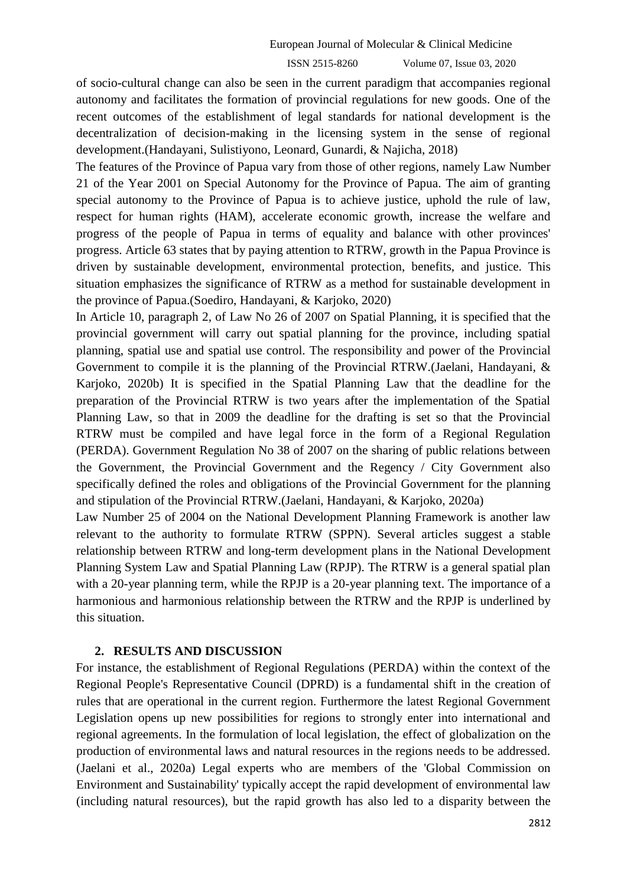of socio-cultural change can also be seen in the current paradigm that accompanies regional autonomy and facilitates the formation of provincial regulations for new goods. One of the recent outcomes of the establishment of legal standards for national development is the decentralization of decision-making in the licensing system in the sense of regional development.(Handayani, Sulistiyono, Leonard, Gunardi, & Najicha, 2018)

The features of the Province of Papua vary from those of other regions, namely Law Number 21 of the Year 2001 on Special Autonomy for the Province of Papua. The aim of granting special autonomy to the Province of Papua is to achieve justice, uphold the rule of law, respect for human rights (HAM), accelerate economic growth, increase the welfare and progress of the people of Papua in terms of equality and balance with other provinces' progress. Article 63 states that by paying attention to RTRW, growth in the Papua Province is driven by sustainable development, environmental protection, benefits, and justice. This situation emphasizes the significance of RTRW as a method for sustainable development in the province of Papua.(Soediro, Handayani, & Karjoko, 2020)

In Article 10, paragraph 2, of Law No 26 of 2007 on Spatial Planning, it is specified that the provincial government will carry out spatial planning for the province, including spatial planning, spatial use and spatial use control. The responsibility and power of the Provincial Government to compile it is the planning of the Provincial RTRW.(Jaelani, Handayani, & Karjoko, 2020b) It is specified in the Spatial Planning Law that the deadline for the preparation of the Provincial RTRW is two years after the implementation of the Spatial Planning Law, so that in 2009 the deadline for the drafting is set so that the Provincial RTRW must be compiled and have legal force in the form of a Regional Regulation (PERDA). Government Regulation No 38 of 2007 on the sharing of public relations between the Government, the Provincial Government and the Regency / City Government also specifically defined the roles and obligations of the Provincial Government for the planning and stipulation of the Provincial RTRW.(Jaelani, Handayani, & Karjoko, 2020a)

Law Number 25 of 2004 on the National Development Planning Framework is another law relevant to the authority to formulate RTRW (SPPN). Several articles suggest a stable relationship between RTRW and long-term development plans in the National Development Planning System Law and Spatial Planning Law (RPJP). The RTRW is a general spatial plan with a 20-year planning term, while the RPJP is a 20-year planning text. The importance of a harmonious and harmonious relationship between the RTRW and the RPJP is underlined by this situation.

## 2. RESULTS AND DISCUSSION

For instance, the establishment of Regional Regulations (PERDA) within the context of the Regional People's Representative Council (DPRD) is a fundamental shift in the creation of rules that are operational in the current region. Furthermore the latest Regional Government Legislation opens up new possibilities for regions to strongly enter into international and regional agreements. In the formulation of local legislation, the effect of globalization on the production of environmental laws and natural resources in the regions needs to be addressed.(Jaelani et al., 2020a) Legal experts who are members of the 'Global Commission on Environment and Sustainability' typically accept the rapid development of environmental law (including natural resources), but the rapid growth has also led to a disparity between the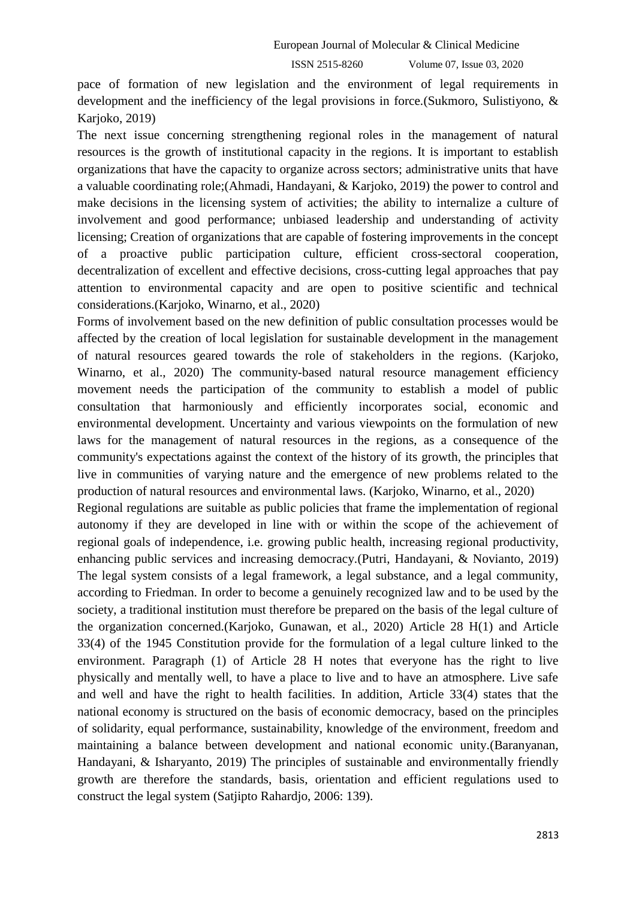pace of formation of new legislation and the environment of legal requirements in development and the inefficiency of the legal provisions in force.(Sukmoro, Sulistiyono, & Karjoko, 2019)

The next issue concerning strengthening regional roles in the management of natural resources is the growth of institutional capacity in the regions. It is important to establish organizations that have the capacity to organize across sectors; administrative units that have a valuable coordinating role;(Ahmadi, Handayani, & Karjoko, 2019) the power to control and make decisions in the licensing system of activities; the ability to internalize a culture of involvement and good performance; unbiased leadership and understanding of activity licensing; Creation of organizations that are capable of fostering improvements in the concept of a proactive public participation culture, efficient cross-sectoral cooperation, decentralization of excellent and effective decisions, cross-cutting legal approaches that pay attention to environmental capacity and are open to positive scientific and technical considerations.(Karjoko, Winarno, et al., 2020)

Forms of involvement based on the new definition of public consultation processes would be affected by the creation of local legislation for sustainable development in the management of natural resources geared towards the role of stakeholders in the regions. (Karjoko, Winarno, et al., 2020) The community-based natural resource management efficiency movement needs the participation of the community to establish a model of public consultation that harmoniously and efficiently incorporates social, economic and environmental development. Uncertainty and various viewpoints on the formulation of new laws for the management of natural resources in the regions, as a consequence of the community's expectations against the context of the history of its growth, the principles that live in communities of varying nature and the emergence of new problems related to the production of natural resources and environmental laws. (Karjoko, Winarno, et al., 2020)

Regional regulations are suitable as public policies that frame the implementation of regional autonomy if they are developed in line with or within the scope of the achievement of regional goals of independence, i.e. growing public health, increasing regional productivity, enhancing public services and increasing democracy.(Putri, Handayani, & Novianto, 2019) The legal system consists of a legal framework, a legal substance, and a legal community, according to Friedman. In order to become a genuinely recognized law and to be used by the society, a traditional institution must therefore be prepared on the basis of the legal culture of the organization concerned.(Karjoko, Gunawan, et al., 2020) Article 28 H(1) and Article 33(4) of the 1945 Constitution provide for the formulation of a legal culture linked to the environment. Paragraph (1) of Article 28 H notes that everyone has the right to live physically and mentally well, to have a place to live and to have an atmosphere. Live safe and well and have the right to health facilities. In addition, Article 33(4) states that the national economy is structured on the basis of economic democracy, based on the principles of solidarity, equal performance, sustainability, knowledge of the environment, freedom and maintaining a balance between development and national economic unity.(Baranyanan, Handayani, & Isharyanto, 2019) The principles of sustainable and environmentally friendly growth are therefore the standards, basis, orientation and efficient regulations used to construct the legal system (Satjipto Rahardjo, 2006: 139).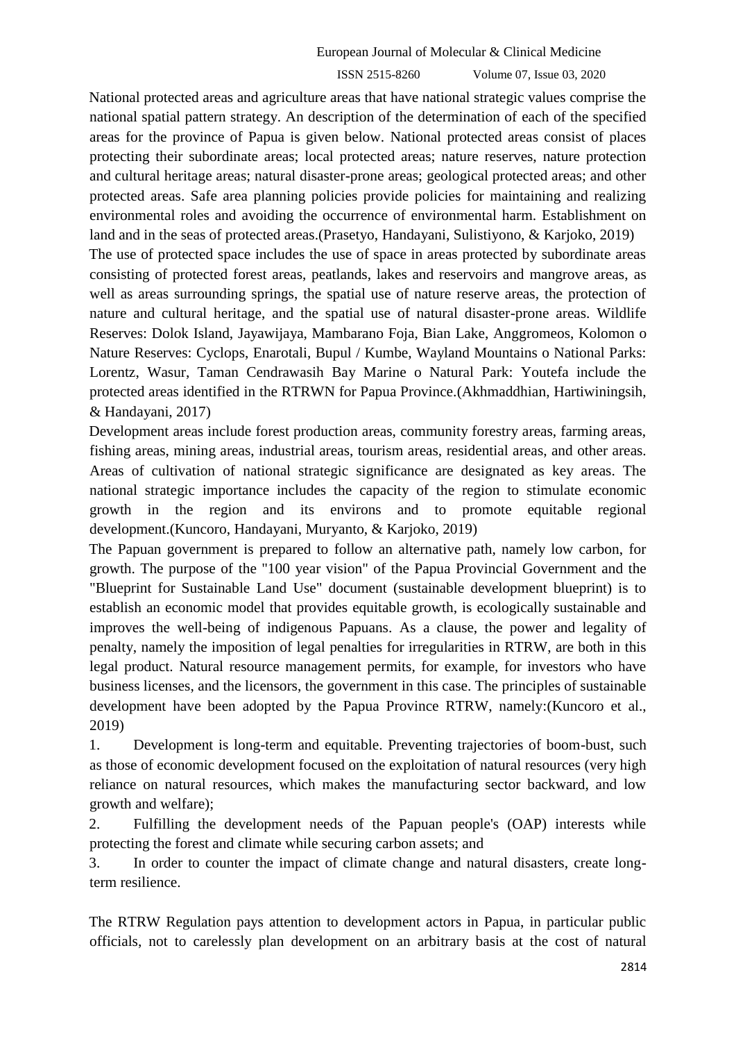National protected areas and agriculture areas that have national strategic values comprise the national spatial pattern strategy. An description of the determination of each of the specified areas for the province of Papua is given below. National protected areas consist of places protecting their subordinate areas; local protected areas; nature reserves, nature protection and cultural heritage areas; natural disaster-prone areas; geological protected areas; and other protected areas. Safe area planning policies provide policies for maintaining and realizing environmental roles and avoiding the occurrence of environmental harm. Establishment on land and in the seas of protected areas.(Prasetyo, Handayani, Sulistiyono, & Karjoko, 2019)

The use of protected space includes the use of space in areas protected by subordinate areas consisting of protected forest areas, peatlands, lakes and reservoirs and mangrove areas, as well as areas surrounding springs, the spatial use of nature reserve areas, the protection of nature and cultural heritage, and the spatial use of natural disaster-prone areas. Wildlife Reserves: Dolok Island, Jayawijaya, Mambarano Foja, Bian Lake, Anggromeos, Kolomon o Nature Reserves: Cyclops, Enarotali, Bupul / Kumbe, Wayland Mountains o National Parks: Lorentz, Wasur, Taman Cendrawasih Bay Marine o Natural Park: Youtefa include the protected areas identified in the RTRWN for Papua Province.(Akhmaddhian, Hartiwiningsih, & Handayani, 2017)

Development areas include forest production areas, community forestry areas, farming areas, fishing areas, mining areas, industrial areas, tourism areas, residential areas, and other areas. Areas of cultivation of national strategic significance are designated as key areas. The national strategic importance includes the capacity of the region to stimulate economic growth in the region and its environs and to promote equitable regional development.(Kuncoro, Handayani, Muryanto, & Karjoko, 2019)

The Papuan government is prepared to follow an alternative path, namely low carbon, for growth. The purpose of the "100 year vision" of the Papua Provincial Government and the "Blueprint for Sustainable Land Use" document (sustainable development blueprint) is to establish an economic model that provides equitable growth, is ecologically sustainable and improves the well-being of indigenous Papuans. As a clause, the power and legality of penalty, namely the imposition of legal penalties for irregularities in RTRW, are both in this legal product. Natural resource management permits, for example, for investors who have business licenses, and the licensors, the government in this case. The principles of sustainable development have been adopted by the Papua Province RTRW, namely:(Kuncoro et al., 2019)

1. Development is long-term and equitable. Preventing trajectories of boom-bust, such as those of economic development focused on the exploitation of natural resources (very high reliance on natural resources, which makes the manufacturing sector backward, and low growth and welfare);
2. Fulfilling the development needs of the Papuan people's (OAP) interests while protecting the forest and climate while securing carbon assets; and
3. In order to counter the impact of climate change and natural disasters, create long-term resilience.

The RTRW Regulation pays attention to development actors in Papua, in particular public officials, not to carelessly plan development on an arbitrary basis at the cost of natural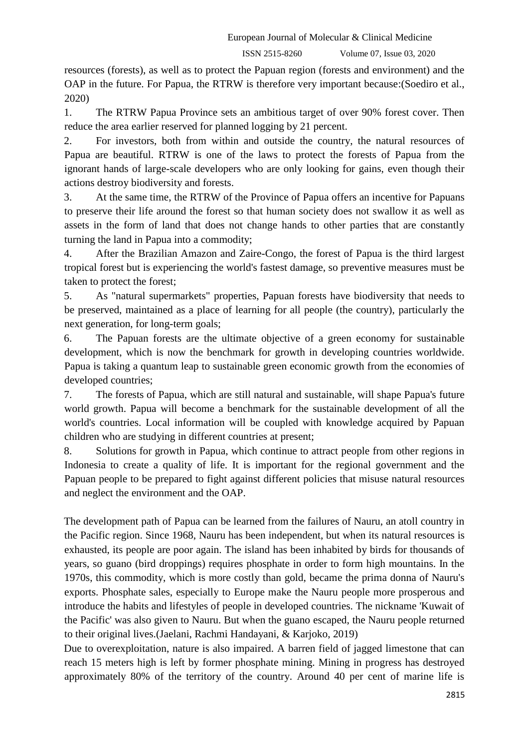resources (forests), as well as to protect the Papuan region (forests and environment) and the OAP in the future. For Papua, the RTRW is therefore very important because:(Soediro et al., 2020)

1. The RTRW Papua Province sets an ambitious target of over 90% forest cover. Then reduce the area earlier reserved for planned logging by 21 percent.
2. For investors, both from within and outside the country, the natural resources of Papua are beautiful. RTRW is one of the laws to protect the forests of Papua from the ignorant hands of large-scale developers who are only looking for gains, even though their actions destroy biodiversity and forests.
3. At the same time, the RTRW of the Province of Papua offers an incentive for Papuans to preserve their life around the forest so that human society does not swallow it as well as assets in the form of land that does not change hands to other parties that are constantly turning the land in Papua into a commodity;
4. After the Brazilian Amazon and Zaire-Congo, the forest of Papua is the third largest tropical forest but is experiencing the world's fastest damage, so preventive measures must be taken to protect the forest;
5. As "natural supermarkets" properties, Papuan forests have biodiversity that needs to be preserved, maintained as a place of learning for all people (the country), particularly the next generation, for long-term goals;
6. The Papuan forests are the ultimate objective of a green economy for sustainable development, which is now the benchmark for growth in developing countries worldwide. Papua is taking a quantum leap to sustainable green economic growth from the economies of developed countries;
7. The forests of Papua, which are still natural and sustainable, will shape Papua's future world growth. Papua will become a benchmark for the sustainable development of all the world's countries. Local information will be coupled with knowledge acquired by Papuan children who are studying in different countries at present;
8. Solutions for growth in Papua, which continue to attract people from other regions in Indonesia to create a quality of life. It is important for the regional government and the Papuan people to be prepared to fight against different policies that misuse natural resources and neglect the environment and the OAP.

The development path of Papua can be learned from the failures of Nauru, an atoll country in the Pacific region. Since 1968, Nauru has been independent, but when its natural resources is exhausted, its people are poor again. The island has been inhabited by birds for thousands of years, so guano (bird droppings) requires phosphate in order to form high mountains. In the 1970s, this commodity, which is more costly than gold, became the prima donna of Nauru's exports. Phosphate sales, especially to Europe make the Nauru people more prosperous and introduce the habits and lifestyles of people in developed countries. The nickname 'Kuwait of the Pacific' was also given to Nauru. But when the guano escaped, the Nauru people returned to their original lives.(Jaelani, Rachmi Handayani, & Karjoko, 2019)

Due to overexploitation, nature is also impaired. A barren field of jagged limestone that can reach 15 meters high is left by former phosphate mining. Mining in progress has destroyed approximately 80% of the territory of the country. Around 40 per cent of marine life is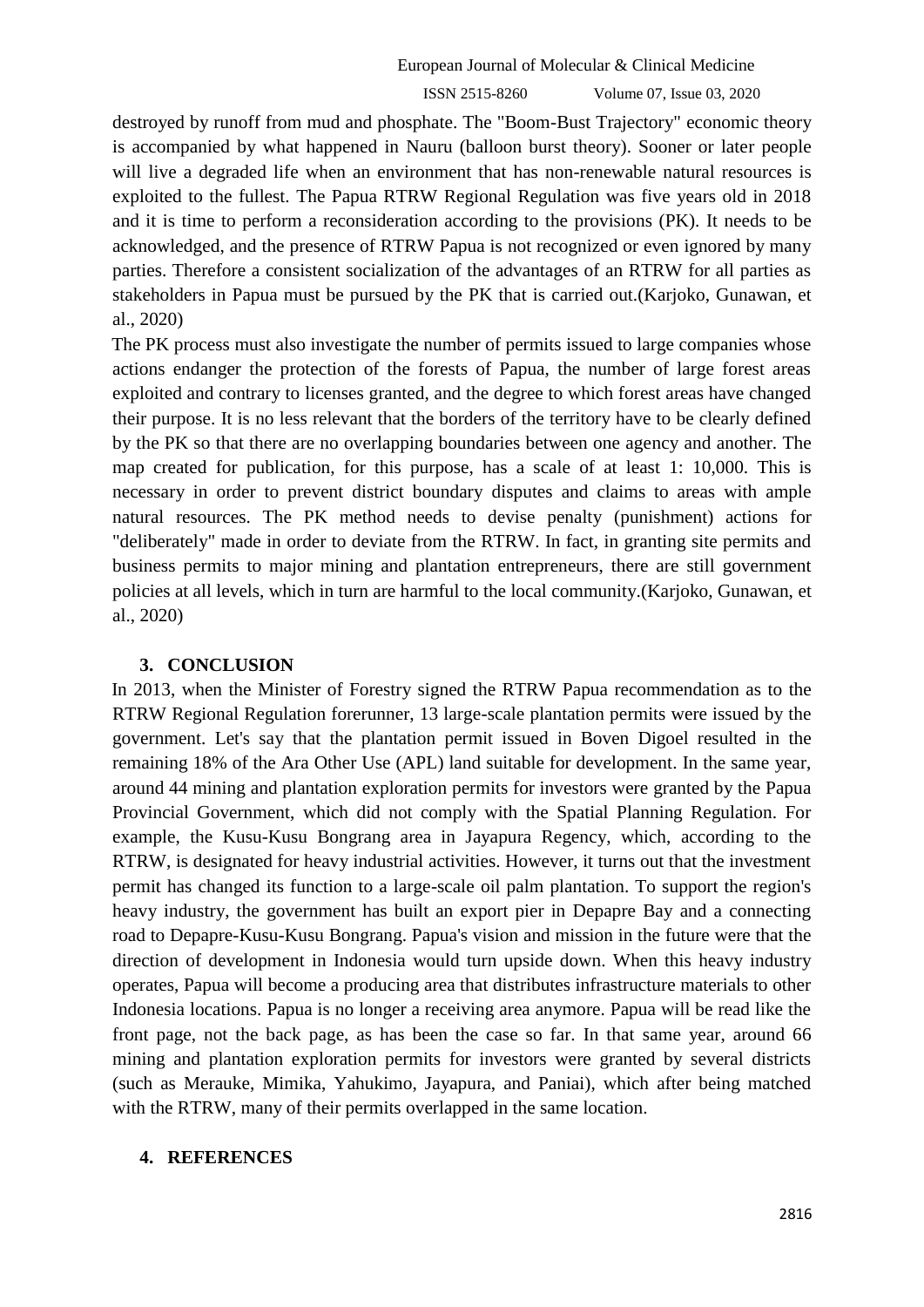destroyed by runoff from mud and phosphate. The "Boom-Bust Trajectory" economic theory is accompanied by what happened in Nauru (balloon burst theory). Sooner or later people will live a degraded life when an environment that has non-renewable natural resources is exploited to the fullest. The Papua RTRW Regional Regulation was five years old in 2018 and it is time to perform a reconsideration according to the provisions (PK). It needs to be acknowledged, and the presence of RTRW Papua is not recognized or even ignored by many parties. Therefore a consistent socialization of the advantages of an RTRW for all parties as stakeholders in Papua must be pursued by the PK that is carried out.(Karjoko, Gunawan, et al., 2020)

The PK process must also investigate the number of permits issued to large companies whose actions endanger the protection of the forests of Papua, the number of large forest areas exploited and contrary to licenses granted, and the degree to which forest areas have changed their purpose. It is no less relevant that the borders of the territory have to be clearly defined by the PK so that there are no overlapping boundaries between one agency and another. The map created for publication, for this purpose, has a scale of at least 1: 10,000. This is necessary in order to prevent district boundary disputes and claims to areas with ample natural resources. The PK method needs to devise penalty (punishment) actions for "deliberately" made in order to deviate from the RTRW. In fact, in granting site permits and business permits to major mining and plantation entrepreneurs, there are still government policies at all levels, which in turn are harmful to the local community.(Karjoko, Gunawan, et al., 2020)

## 3. CONCLUSION

In 2013, when the Minister of Forestry signed the RTRW Papua recommendation as to the RTRW Regional Regulation forerunner, 13 large-scale plantation permits were issued by the government. Let's say that the plantation permit issued in Boven Digoel resulted in the remaining 18% of the Ara Other Use (APL) land suitable for development. In the same year, around 44 mining and plantation exploration permits for investors were granted by the Papua Provincial Government, which did not comply with the Spatial Planning Regulation. For example, the Kusu-Kusu Bongrang area in Jayapura Regency, which, according to the RTRW, is designated for heavy industrial activities. However, it turns out that the investment permit has changed its function to a large-scale oil palm plantation. To support the region's heavy industry, the government has built an export pier in Depapre Bay and a connecting road to Depapre-Kusu-Kusu Bongrang. Papua's vision and mission in the future were that the direction of development in Indonesia would turn upside down. When this heavy industry operates, Papua will become a producing area that distributes infrastructure materials to other Indonesia locations. Papua is no longer a receiving area anymore. Papua will be read like the front page, not the back page, as has been the case so far. In that same year, around 66 mining and plantation exploration permits for investors were granted by several districts (such as Merauke, Mimika, Yahukimo, Jayapura, and Paniai), which after being matched with the RTRW, many of their permits overlapped in the same location.

## 4. REFERENCES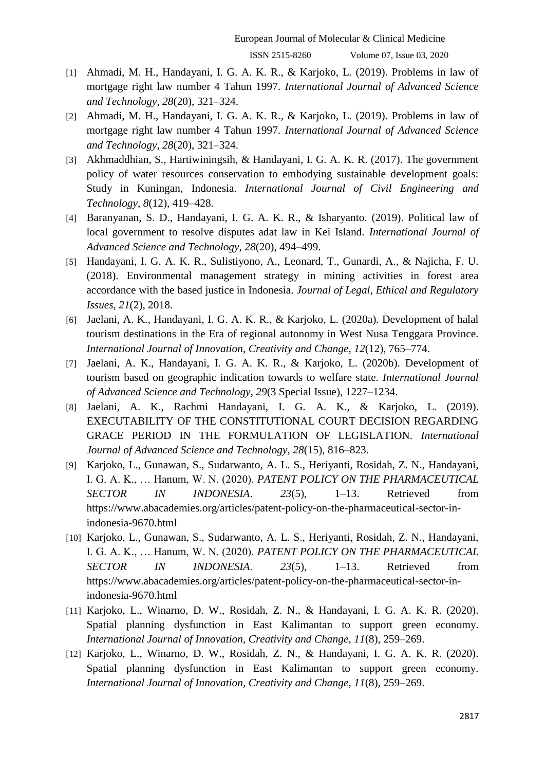[1] Ahmadi, M. H., Handayani, I. G. A. K. R., & Karjoko, L. (2019). Problems in law of mortgage right law number 4 Tahun 1997. *International Journal of Advanced Science and Technology*, *28*(20), 321–324.

[2] Ahmadi, M. H., Handayani, I. G. A. K. R., & Karjoko, L. (2019). Problems in law of mortgage right law number 4 Tahun 1997. *International Journal of Advanced Science and Technology*, *28*(20), 321–324.

[3] Akhmaddhian, S., Hartiwiningsih, & Handayani, I. G. A. K. R. (2017). The government policy of water resources conservation to embodying sustainable development goals: Study in Kuningan, Indonesia. *International Journal of Civil Engineering and Technology*, *8*(12), 419–428.

[4] Baranyanan, S. D., Handayani, I. G. A. K. R., & Isharyanto. (2019). Political law of local government to resolve disputes adat law in Kei Island. *International Journal of Advanced Science and Technology*, *28*(20), 494–499.

[5] Handayani, I. G. A. K. R., Sulistiyono, A., Leonard, T., Gunardi, A., & Najicha, F. U. (2018). Environmental management strategy in mining activities in forest area accordance with the based justice in Indonesia. *Journal of Legal, Ethical and Regulatory Issues*, *21*(2), 2018.

[6] Jaelani, A. K., Handayani, I. G. A. K. R., & Karjoko, L. (2020a). Development of halal tourism destinations in the Era of regional autonomy in West Nusa Tenggara Province. *International Journal of Innovation, Creativity and Change*, *12*(12), 765–774.

[7] Jaelani, A. K., Handayani, I. G. A. K. R., & Karjoko, L. (2020b). Development of tourism based on geographic indication towards to welfare state. *International Journal of Advanced Science and Technology*, *29*(3 Special Issue), 1227–1234.

[8] Jaelani, A. K., Rachmi Handayani, I. G. A. K., & Karjoko, L. (2019). EXECUTABILITY OF THE CONSTITUTIONAL COURT DECISION REGARDING GRACE PERIOD IN THE FORMULATION OF LEGISLATION. *International Journal of Advanced Science and Technology*, *28*(15), 816–823.

[9] Karjoko, L., Gunawan, S., Sudarwanto, A. L. S., Heriyanti, Rosidah, Z. N., Handayani, I. G. A. K., … Hanum, W. N. (2020). *PATENT POLICY ON THE PHARMACEUTICAL SECTOR IN INDONESIA*. *23*(5), 1–13. Retrieved from https://www.abacademies.org/articles/patent-policy-on-the-pharmaceutical-sector-in-indonesia-9670.html

[10] Karjoko, L., Gunawan, S., Sudarwanto, A. L. S., Heriyanti, Rosidah, Z. N., Handayani, I. G. A. K., … Hanum, W. N. (2020). *PATENT POLICY ON THE PHARMACEUTICAL SECTOR IN INDONESIA*. *23*(5), 1–13. Retrieved from https://www.abacademies.org/articles/patent-policy-on-the-pharmaceutical-sector-in-indonesia-9670.html

[11] Karjoko, L., Winarno, D. W., Rosidah, Z. N., & Handayani, I. G. A. K. R. (2020). Spatial planning dysfunction in East Kalimantan to support green economy. *International Journal of Innovation, Creativity and Change*, *11*(8), 259–269.

[12] Karjoko, L., Winarno, D. W., Rosidah, Z. N., & Handayani, I. G. A. K. R. (2020). Spatial planning dysfunction in East Kalimantan to support green economy. *International Journal of Innovation, Creativity and Change*, *11*(8), 259–269.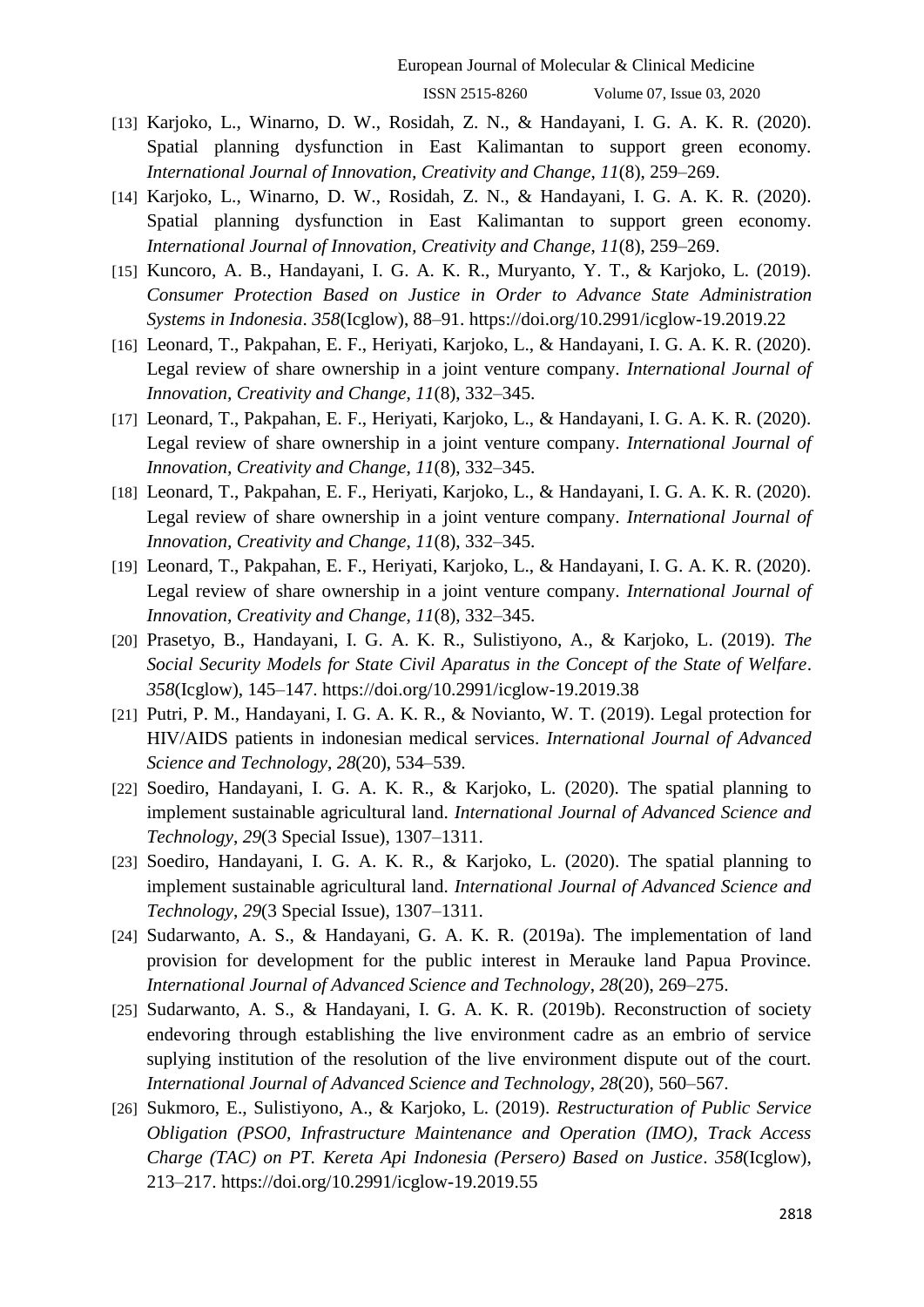[13] Karjoko, L., Winarno, D. W., Rosidah, Z. N., & Handayani, I. G. A. K. R. (2020). Spatial planning dysfunction in East Kalimantan to support green economy. *International Journal of Innovation, Creativity and Change*, *11*(8), 259–269.

[14] Karjoko, L., Winarno, D. W., Rosidah, Z. N., & Handayani, I. G. A. K. R. (2020). Spatial planning dysfunction in East Kalimantan to support green economy. *International Journal of Innovation, Creativity and Change*, *11*(8), 259–269.

[15] Kuncoro, A. B., Handayani, I. G. A. K. R., Muryanto, Y. T., & Karjoko, L. (2019). *Consumer Protection Based on Justice in Order to Advance State Administration Systems in Indonesia*. *358*(Icglow), 88–91. https://doi.org/10.2991/icglow-19.2019.22

[16] Leonard, T., Pakpahan, E. F., Heriyati, Karjoko, L., & Handayani, I. G. A. K. R. (2020). Legal review of share ownership in a joint venture company. *International Journal of Innovation, Creativity and Change*, *11*(8), 332–345.

[17] Leonard, T., Pakpahan, E. F., Heriyati, Karjoko, L., & Handayani, I. G. A. K. R. (2020). Legal review of share ownership in a joint venture company. *International Journal of Innovation, Creativity and Change*, *11*(8), 332–345.

[18] Leonard, T., Pakpahan, E. F., Heriyati, Karjoko, L., & Handayani, I. G. A. K. R. (2020). Legal review of share ownership in a joint venture company. *International Journal of Innovation, Creativity and Change*, *11*(8), 332–345.

[19] Leonard, T., Pakpahan, E. F., Heriyati, Karjoko, L., & Handayani, I. G. A. K. R. (2020). Legal review of share ownership in a joint venture company. *International Journal of Innovation, Creativity and Change*, *11*(8), 332–345.

[20] Prasetyo, B., Handayani, I. G. A. K. R., Sulistiyono, A., & Karjoko, L. (2019). *The Social Security Models for State Civil Aparatus in the Concept of the State of Welfare*. *358*(Icglow), 145–147. https://doi.org/10.2991/icglow-19.2019.38

[21] Putri, P. M., Handayani, I. G. A. K. R., & Novianto, W. T. (2019). Legal protection for HIV/AIDS patients in indonesian medical services. *International Journal of Advanced Science and Technology*, *28*(20), 534–539.

[22] Soediro, Handayani, I. G. A. K. R., & Karjoko, L. (2020). The spatial planning to implement sustainable agricultural land. *International Journal of Advanced Science and Technology*, *29*(3 Special Issue), 1307–1311.

[23] Soediro, Handayani, I. G. A. K. R., & Karjoko, L. (2020). The spatial planning to implement sustainable agricultural land. *International Journal of Advanced Science and Technology*, *29*(3 Special Issue), 1307–1311.

[24] Sudarwanto, A. S., & Handayani, G. A. K. R. (2019a). The implementation of land provision for development for the public interest in Merauke land Papua Province. *International Journal of Advanced Science and Technology*, *28*(20), 269–275.

[25] Sudarwanto, A. S., & Handayani, I. G. A. K. R. (2019b). Reconstruction of society endevoring through establishing the live environment cadre as an embrio of service suplying institution of the resolution of the live environment dispute out of the court. *International Journal of Advanced Science and Technology*, *28*(20), 560–567.

[26] Sukmoro, E., Sulistiyono, A., & Karjoko, L. (2019). *Restructuration of Public Service Obligation (PSO0, Infrastructure Maintenance and Operation (IMO), Track Access Charge (TAC) on PT. Kereta Api Indonesia (Persero) Based on Justice*. *358*(Icglow), 213–217. https://doi.org/10.2991/icglow-19.2019.55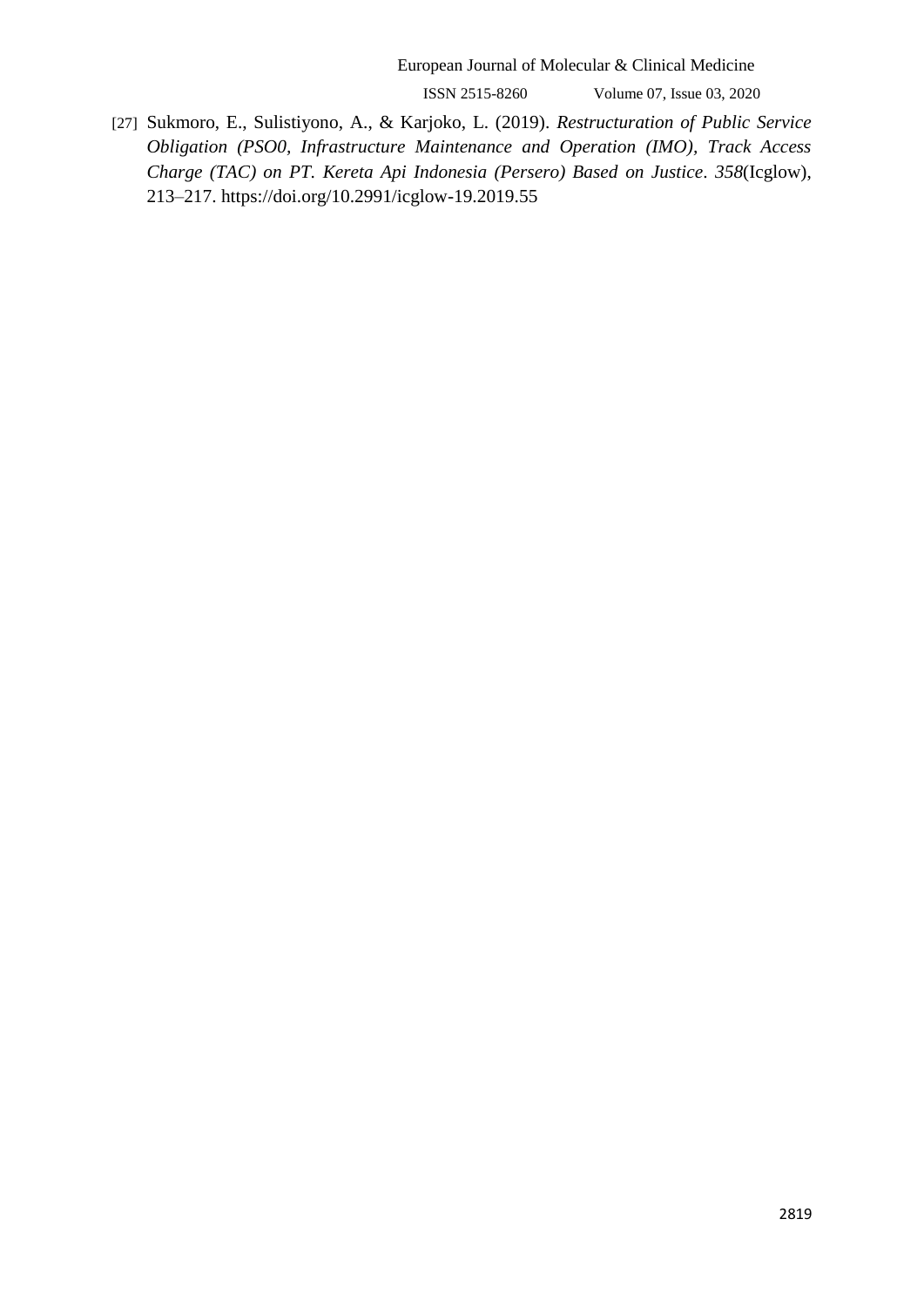[27] Sukmoro, E., Sulistiyono, A., & Karjoko, L. (2019). *Restructuration of Public Service Obligation (PSO0, Infrastructure Maintenance and Operation (IMO), Track Access Charge (TAC) on PT. Kereta Api Indonesia (Persero) Based on Justice*. *358*(Icglow), 213–217. https://doi.org/10.2991/icglow-19.2019.55